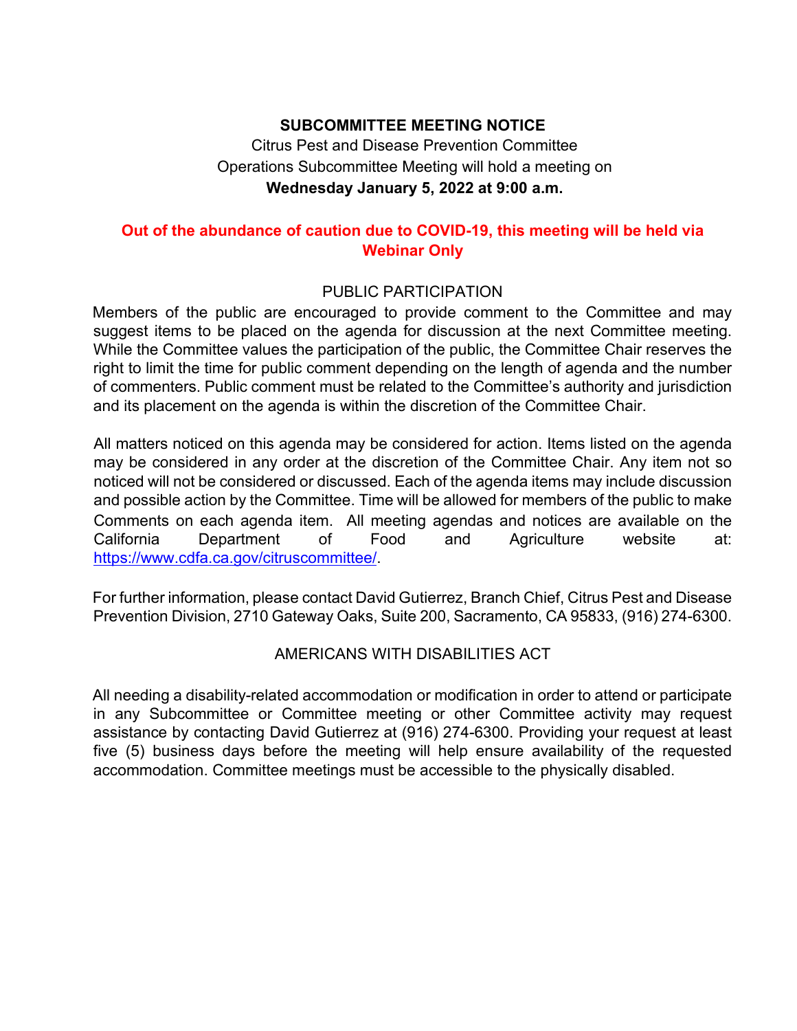**SUBCOMMITTEE MEETING NOTICE**

Citrus Pest and Disease Prevention Committee
Operations Subcommittee Meeting will hold a meeting on
**Wednesday January 5, 2022 at 9:00 a.m.**

**Out of the abundance of caution due to COVID-19, this meeting will be held via Webinar Only**

PUBLIC PARTICIPATION

Members of the public are encouraged to provide comment to the Committee and may suggest items to be placed on the agenda for discussion at the next Committee meeting. While the Committee values the participation of the public, the Committee Chair reserves the right to limit the time for public comment depending on the length of agenda and the number of commenters. Public comment must be related to the Committee's authority and jurisdiction and its placement on the agenda is within the discretion of the Committee Chair.

All matters noticed on this agenda may be considered for action. Items listed on the agenda may be considered in any order at the discretion of the Committee Chair. Any item not so noticed will not be considered or discussed. Each of the agenda items may include discussion and possible action by the Committee. Time will be allowed for members of the public to make Comments on each agenda item. All meeting agendas and notices are available on the California Department of Food and Agriculture website at: https://www.cdfa.ca.gov/citruscommittee/.

For further information, please contact David Gutierrez, Branch Chief, Citrus Pest and Disease Prevention Division, 2710 Gateway Oaks, Suite 200, Sacramento, CA 95833, (916) 274-6300.

AMERICANS WITH DISABILITIES ACT

All needing a disability-related accommodation or modification in order to attend or participate in any Subcommittee or Committee meeting or other Committee activity may request assistance by contacting David Gutierrez at (916) 274-6300. Providing your request at least five (5) business days before the meeting will help ensure availability of the requested accommodation. Committee meetings must be accessible to the physically disabled.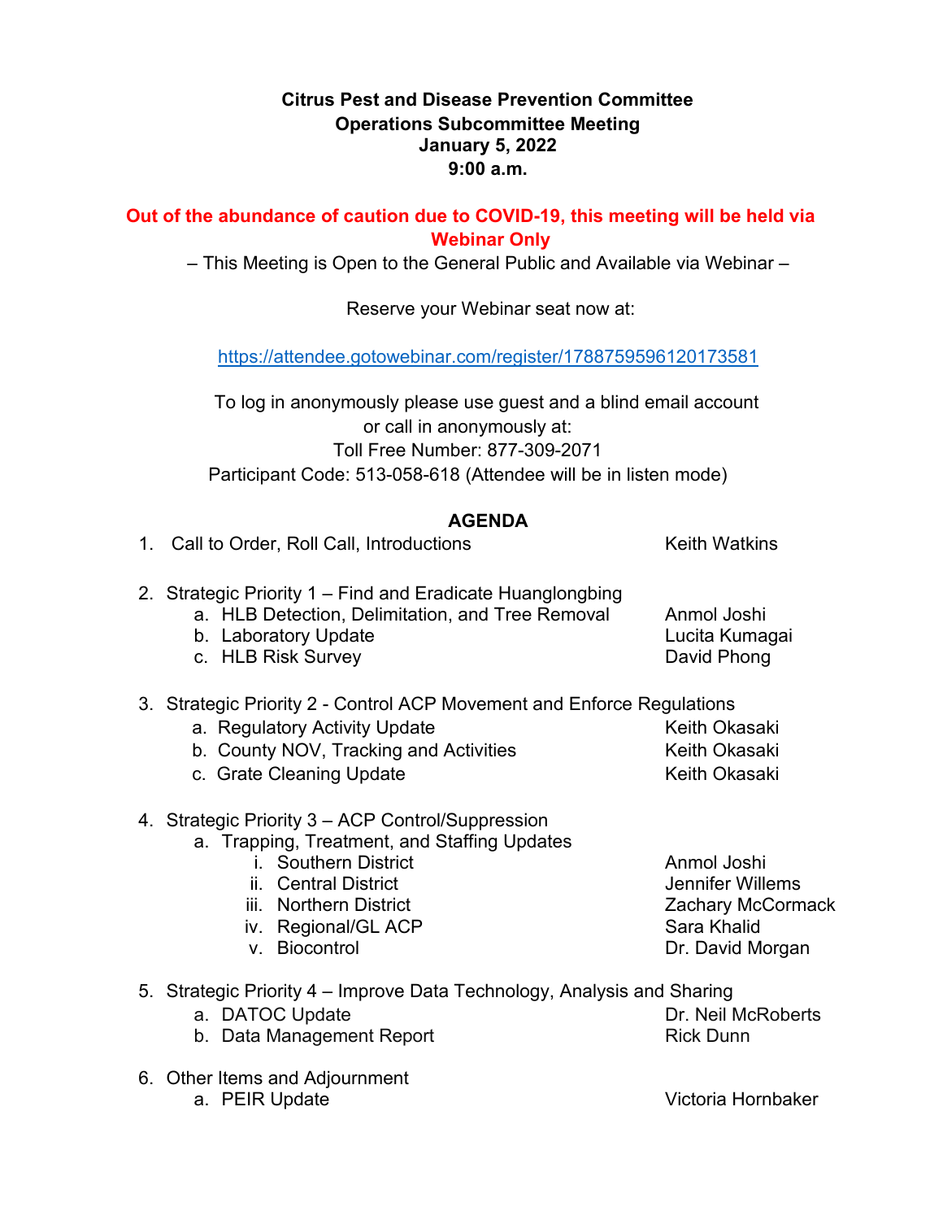**Citrus Pest and Disease Prevention Committee**
**Operations Subcommittee Meeting**
**January 5, 2022**
**9:00 a.m.**

**Out of the abundance of caution due to COVID-19, this meeting will be held via Webinar Only**

– This Meeting is Open to the General Public and Available via Webinar –

Reserve your Webinar seat now at:

https://attendee.gotowebinar.com/register/1788759596120173581

To log in anonymously please use guest and a blind email account
or call in anonymously at:
Toll Free Number: 877-309-2071
Participant Code: 513-058-618 (Attendee will be in listen mode)

## AGENDA

1. Call to Order, Roll Call, Introductions — Keith Watkins

2. Strategic Priority 1 – Find and Eradicate Huanglongbing
   a. HLB Detection, Delimitation, and Tree Removal — Anmol Joshi
   b. Laboratory Update — Lucita Kumagai
   c. HLB Risk Survey — David Phong

3. Strategic Priority 2 - Control ACP Movement and Enforce Regulations
   a. Regulatory Activity Update — Keith Okasaki
   b. County NOV, Tracking and Activities — Keith Okasaki
   c. Grate Cleaning Update — Keith Okasaki

4. Strategic Priority 3 – ACP Control/Suppression
   a. Trapping, Treatment, and Staffing Updates
      i. Southern District — Anmol Joshi
      ii. Central District — Jennifer Willems
      iii. Northern District — Zachary McCormack
      iv. Regional/GL ACP — Sara Khalid
      v. Biocontrol — Dr. David Morgan

5. Strategic Priority 4 – Improve Data Technology, Analysis and Sharing
   a. DATOC Update — Dr. Neil McRoberts
   b. Data Management Report — Rick Dunn

6. Other Items and Adjournment
   a. PEIR Update — Victoria Hornbaker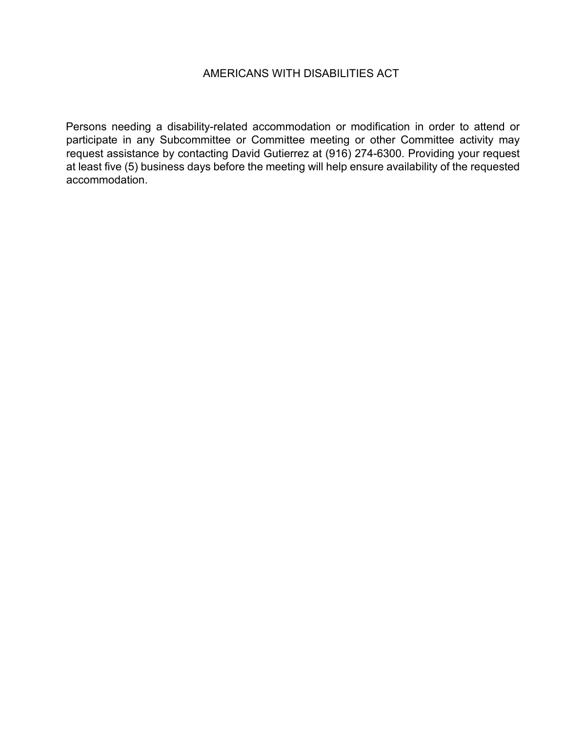# AMERICANS WITH DISABILITIES ACT

Persons needing a disability-related accommodation or modification in order to attend or participate in any Subcommittee or Committee meeting or other Committee activity may request assistance by contacting David Gutierrez at (916) 274-6300. Providing your request at least five (5) business days before the meeting will help ensure availability of the requested accommodation.